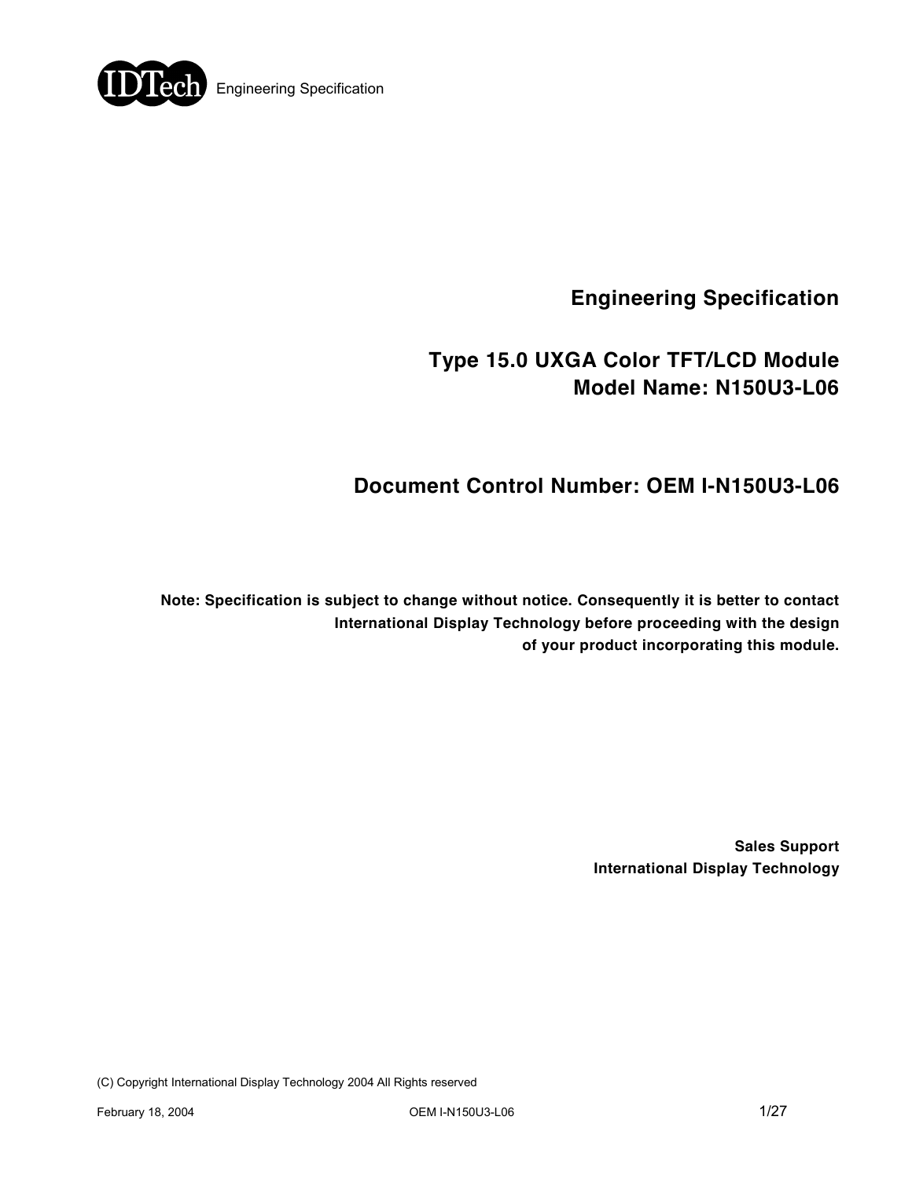# Engineering Specification

## Type 15.0 UXGA Color TFT/LCD Module
## Model Name: N150U3-L06

## Document Control Number: OEM I-N150U3-L06

**Note: Specification is subject to change without notice. Consequently it is better to contact International Display Technology before proceeding with the design of your product incorporating this module.**

**Sales Support**
**International Display Technology**

(C) Copyright International Display Technology 2004 All Rights reserved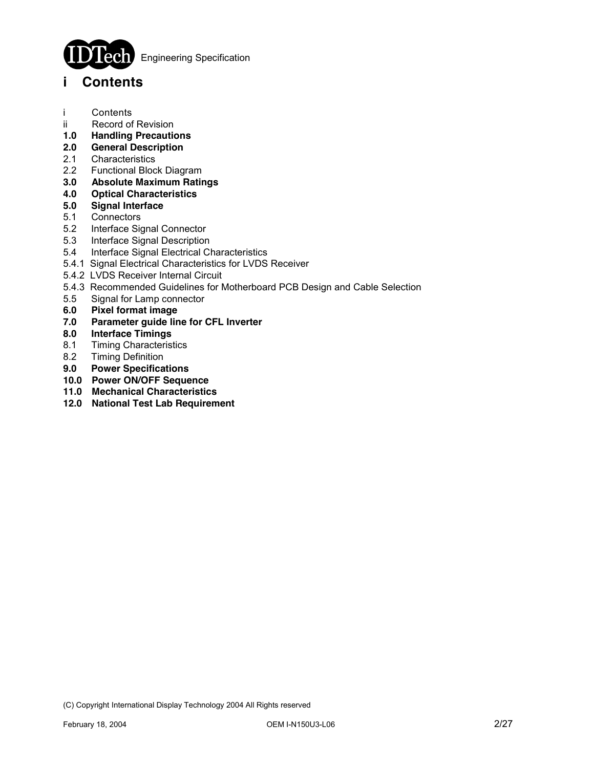# i Contents

i Contents
ii Record of Revision
**1.0 Handling Precautions**
**2.0 General Description**
2.1 Characteristics
2.2 Functional Block Diagram
**3.0 Absolute Maximum Ratings**
**4.0 Optical Characteristics**
**5.0 Signal Interface**
5.1 Connectors
5.2 Interface Signal Connector
5.3 Interface Signal Description
5.4 Interface Signal Electrical Characteristics
5.4.1 Signal Electrical Characteristics for LVDS Receiver
5.4.2 LVDS Receiver Internal Circuit
5.4.3 Recommended Guidelines for Motherboard PCB Design and Cable Selection
5.5 Signal for Lamp connector
**6.0 Pixel format image**
**7.0 Parameter guide line for CFL Inverter**
**8.0 Interface Timings**
8.1 Timing Characteristics
8.2 Timing Definition
**9.0 Power Specifications**
**10.0 Power ON/OFF Sequence**
**11.0 Mechanical Characteristics**
**12.0 National Test Lab Requirement**

(C) Copyright International Display Technology 2004 All Rights reserved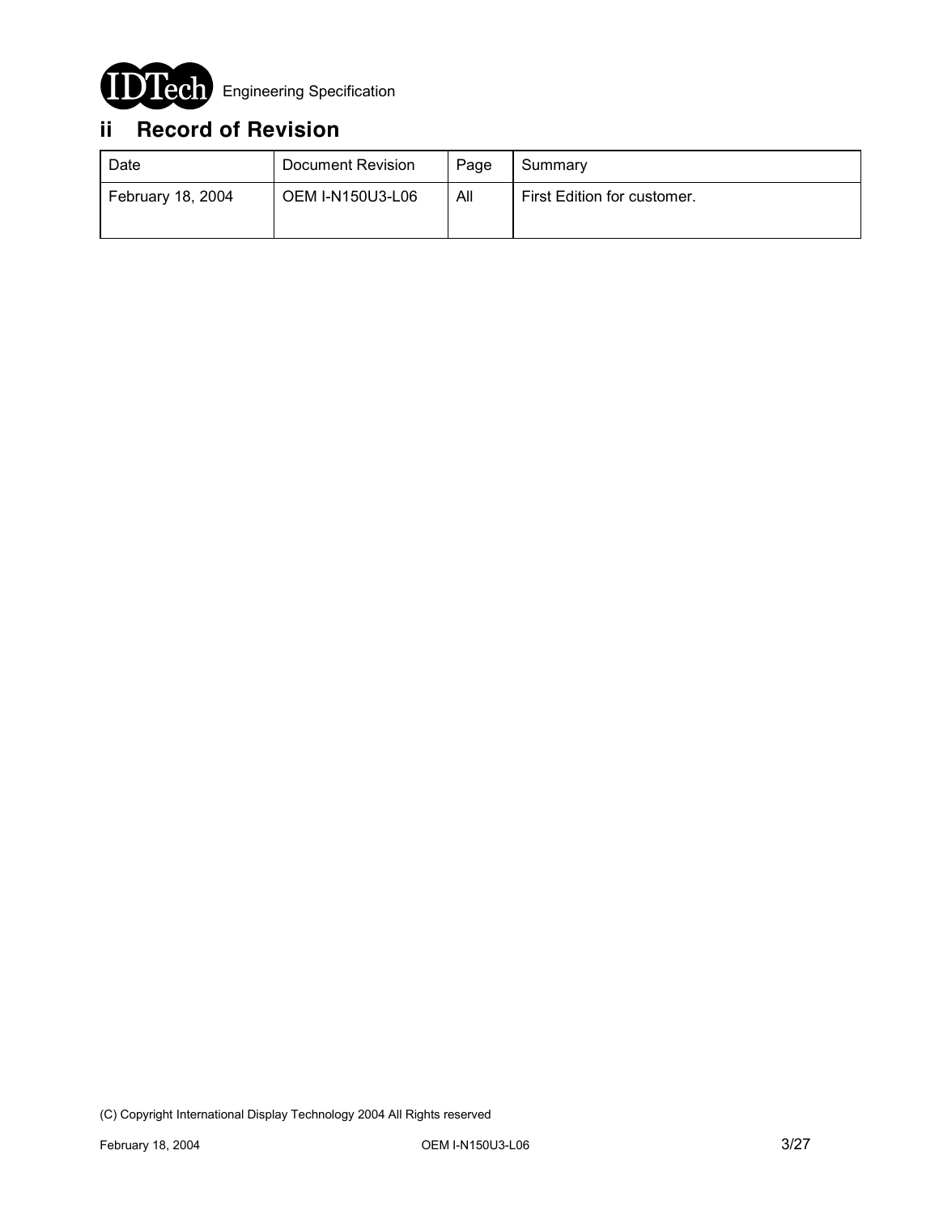## ii Record of Revision

| Date | Document Revision | Page | Summary |
|---|---|---|---|
| February 18, 2004 | OEM I-N150U3-L06 | All | First Edition for customer. |

(C) Copyright International Display Technology 2004 All Rights reserved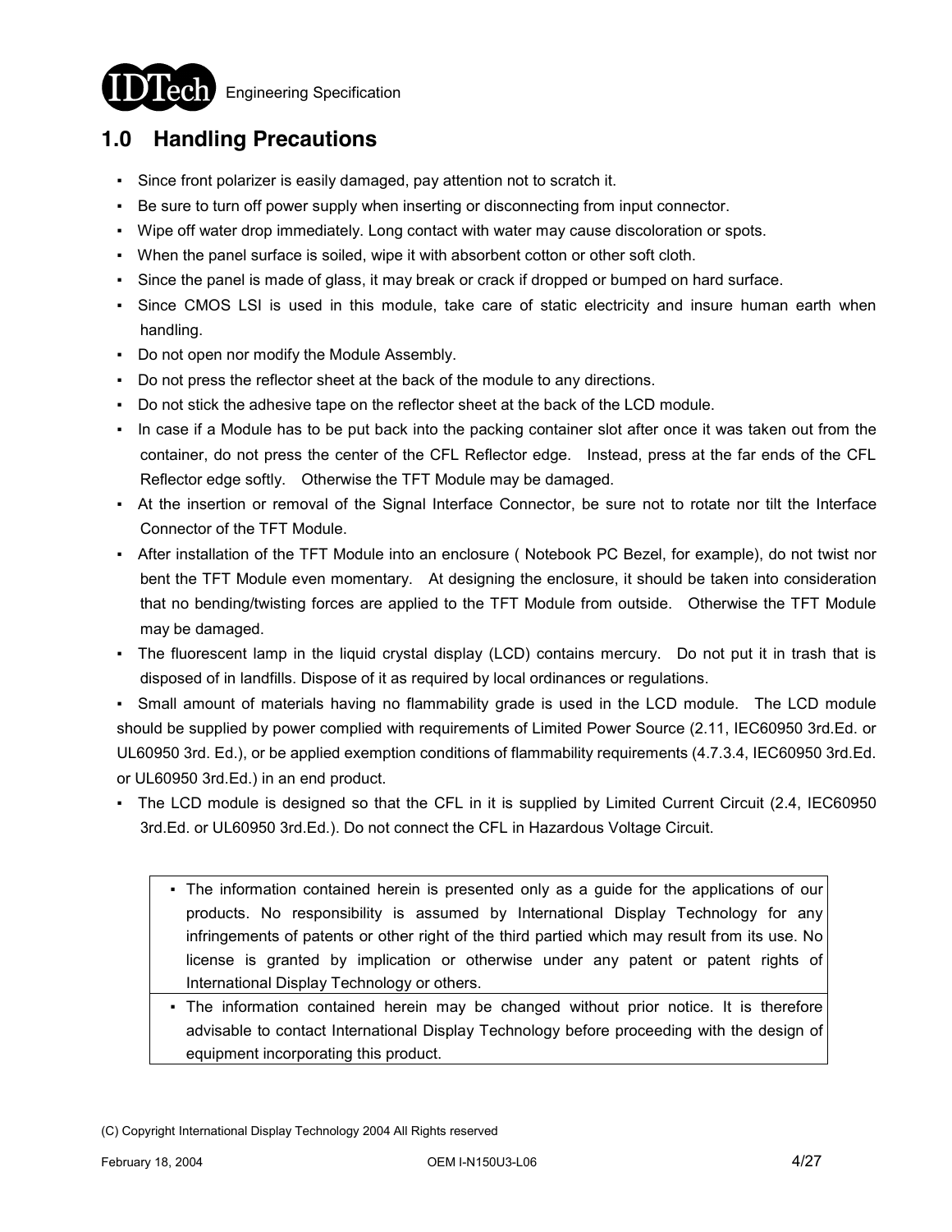## 1.0 Handling Precautions

- Since front polarizer is easily damaged, pay attention not to scratch it.
- Be sure to turn off power supply when inserting or disconnecting from input connector.
- Wipe off water drop immediately. Long contact with water may cause discoloration or spots.
- When the panel surface is soiled, wipe it with absorbent cotton or other soft cloth.
- Since the panel is made of glass, it may break or crack if dropped or bumped on hard surface.
- Since CMOS LSI is used in this module, take care of static electricity and insure human earth when handling.
- Do not open nor modify the Module Assembly.
- Do not press the reflector sheet at the back of the module to any directions.
- Do not stick the adhesive tape on the reflector sheet at the back of the LCD module.
- In case if a Module has to be put back into the packing container slot after once it was taken out from the container, do not press the center of the CFL Reflector edge. Instead, press at the far ends of the CFL Reflector edge softly. Otherwise the TFT Module may be damaged.
- At the insertion or removal of the Signal Interface Connector, be sure not to rotate nor tilt the Interface Connector of the TFT Module.
- After installation of the TFT Module into an enclosure ( Notebook PC Bezel, for example), do not twist nor bent the TFT Module even momentary. At designing the enclosure, it should be taken into consideration that no bending/twisting forces are applied to the TFT Module from outside. Otherwise the TFT Module may be damaged.
- The fluorescent lamp in the liquid crystal display (LCD) contains mercury. Do not put it in trash that is disposed of in landfills. Dispose of it as required by local ordinances or regulations.
- Small amount of materials having no flammability grade is used in the LCD module. The LCD module should be supplied by power complied with requirements of Limited Power Source (2.11, IEC60950 3rd.Ed. or UL60950 3rd. Ed.), or be applied exemption conditions of flammability requirements (4.7.3.4, IEC60950 3rd.Ed. or UL60950 3rd.Ed.) in an end product.
- The LCD module is designed so that the CFL in it is supplied by Limited Current Circuit (2.4, IEC60950 3rd.Ed. or UL60950 3rd.Ed.). Do not connect the CFL in Hazardous Voltage Circuit.

| |
|---|
| ▪ The information contained herein is presented only as a guide for the applications of our products. No responsibility is assumed by International Display Technology for any infringements of patents or other right of the third partied which may result from its use. No license is granted by implication or otherwise under any patent or patent rights of International Display Technology or others. |
| ▪ The information contained herein may be changed without prior notice. It is therefore advisable to contact International Display Technology before proceeding with the design of equipment incorporating this product. |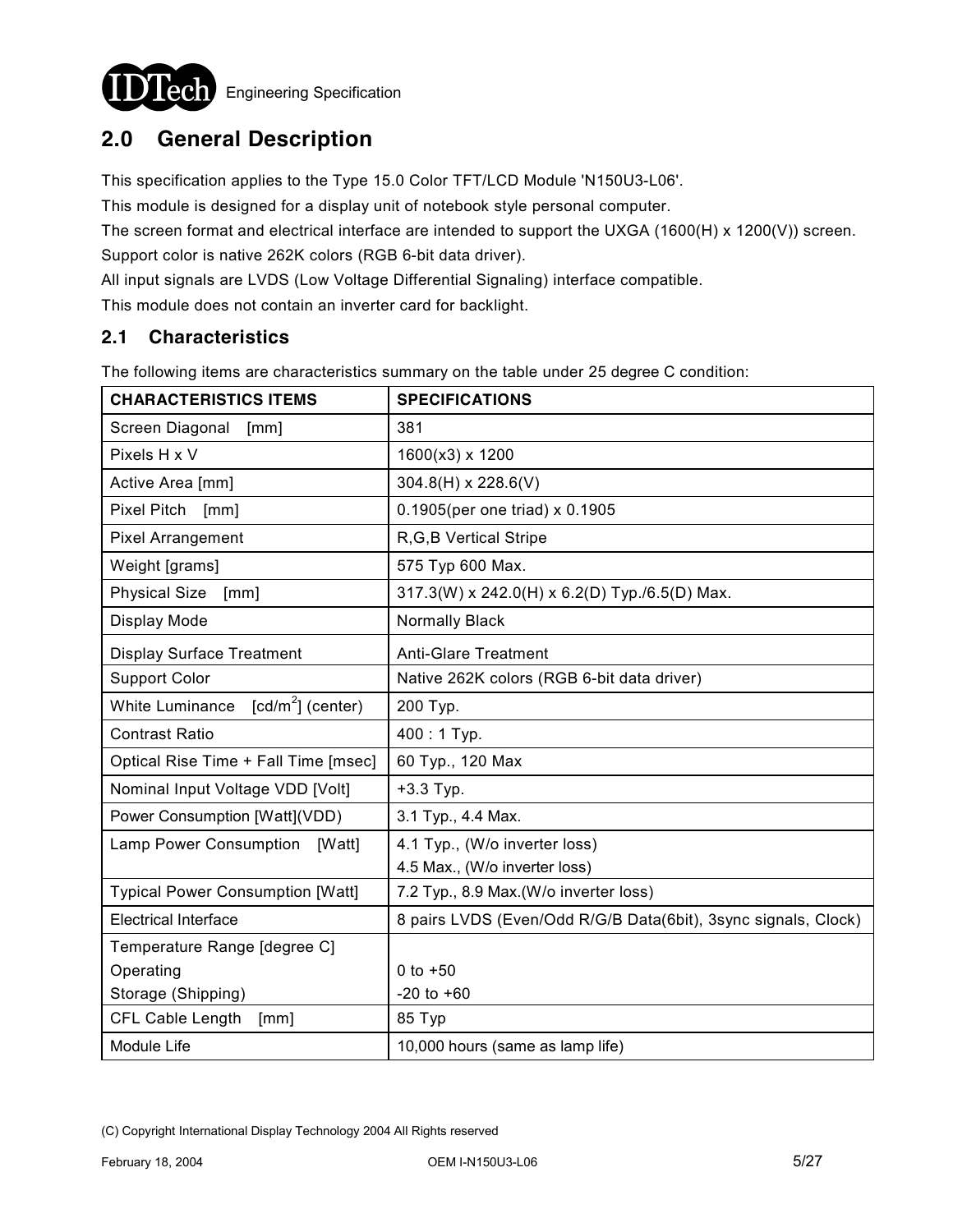## 2.0 General Description

This specification applies to the Type 15.0 Color TFT/LCD Module 'N150U3-L06'.

This module is designed for a display unit of notebook style personal computer.

The screen format and electrical interface are intended to support the UXGA (1600(H) x 1200(V)) screen.

Support color is native 262K colors (RGB 6-bit data driver).

All input signals are LVDS (Low Voltage Differential Signaling) interface compatible.

This module does not contain an inverter card for backlight.

### 2.1 Characteristics

The following items are characteristics summary on the table under 25 degree C condition:

| CHARACTERISTICS ITEMS | SPECIFICATIONS |
|---|---|
| Screen Diagonal [mm] | 381 |
| Pixels H x V | 1600(x3) x 1200 |
| Active Area [mm] | 304.8(H) x 228.6(V) |
| Pixel Pitch [mm] | 0.1905(per one triad) x 0.1905 |
| Pixel Arrangement | R,G,B Vertical Stripe |
| Weight [grams] | 575 Typ 600 Max. |
| Physical Size [mm] | 317.3(W) x 242.0(H) x 6.2(D) Typ./6.5(D) Max. |
| Display Mode | Normally Black |
| Display Surface Treatment | Anti-Glare Treatment |
| Support Color | Native 262K colors (RGB 6-bit data driver) |
| White Luminance [cd/m$^2$] (center) | 200 Typ. |
| Contrast Ratio | 400 : 1 Typ. |
| Optical Rise Time + Fall Time [msec] | 60 Typ., 120 Max |
| Nominal Input Voltage VDD [Volt] | +3.3 Typ. |
| Power Consumption [Watt](VDD) | 3.1 Typ., 4.4 Max. |
| Lamp Power Consumption [Watt] | 4.1 Typ., (W/o inverter loss)<br>4.5 Max., (W/o inverter loss) |
| Typical Power Consumption [Watt] | 7.2 Typ., 8.9 Max.(W/o inverter loss) |
| Electrical Interface | 8 pairs LVDS (Even/Odd R/G/B Data(6bit), 3sync signals, Clock) |
| Temperature Range [degree C]<br>Operating<br>Storage (Shipping) | <br>0 to +50<br>-20 to +60 |
| CFL Cable Length [mm] | 85 Typ |
| Module Life | 10,000 hours (same as lamp life) |

(C) Copyright International Display Technology 2004 All Rights reserved

February 18, 2004 OEM I-N150U3-L06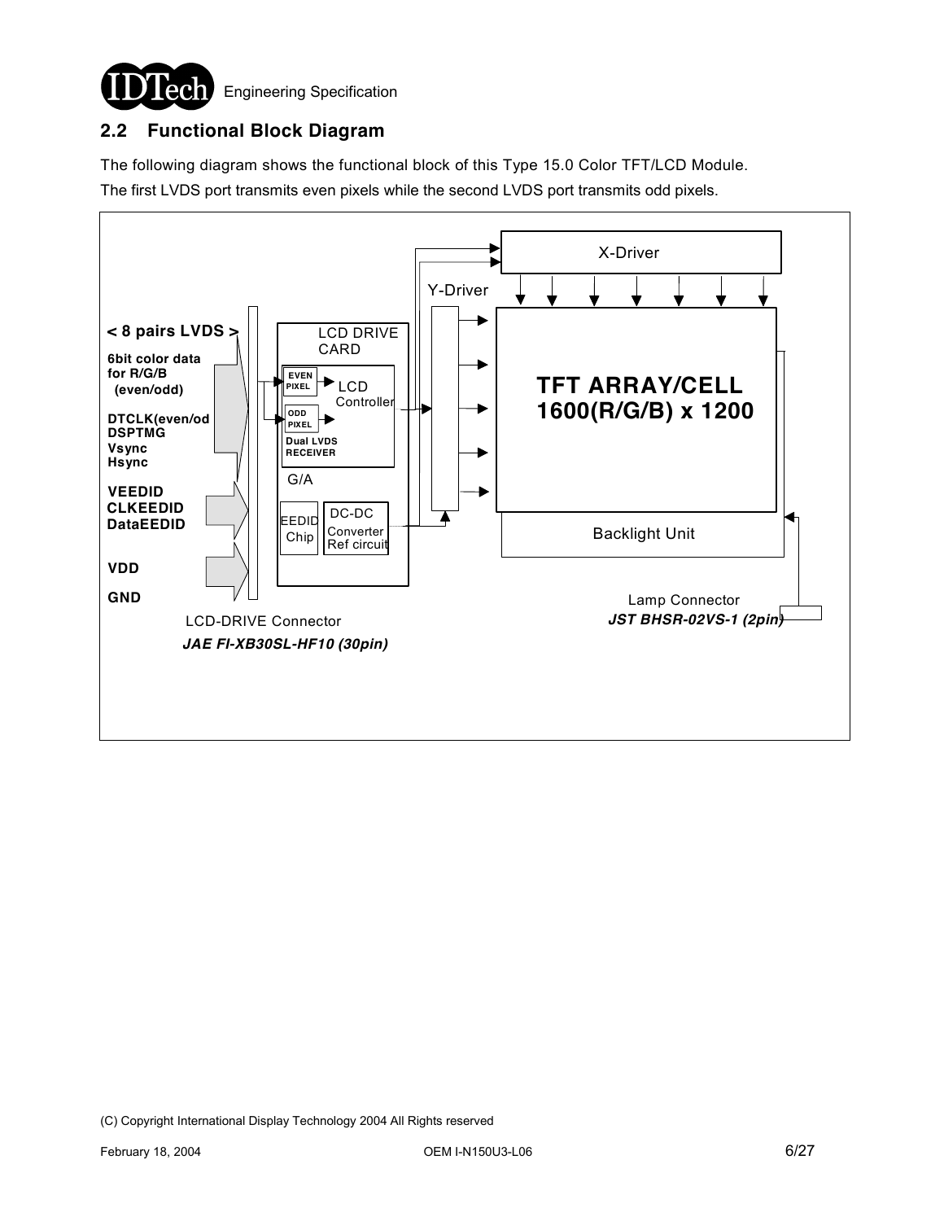## 2.2 Functional Block Diagram

The following diagram shows the functional block of this Type 15.0 Color TFT/LCD Module.

The first LVDS port transmits even pixels while the second LVDS port transmits odd pixels.

**< 8 pairs LVDS >**

**6bit color data for R/G/B (even/odd)**

**DTCLK(even/od**

**DSPTMG**

**Vsync**

**Hsync**

**VEEDID**

**CLKEEDID**

**DataEEDID**

**VDD**

**GND**

LCD DRIVE CARD

EVEN PIXEL

ODD PIXEL

LCD Controller

Dual LVDS RECEIVER

G/A

EEDID Chip

DC-DC Converter Ref circuit

X-Driver

Y-Driver

**TFT ARRAY/CELL 1600(R/G/B) x 1200**

Backlight Unit

LCD-DRIVE Connector

***JAE FI-XB30SL-HF10 (30pin)***

Lamp Connector

***JST BHSR-02VS-1 (2pin)***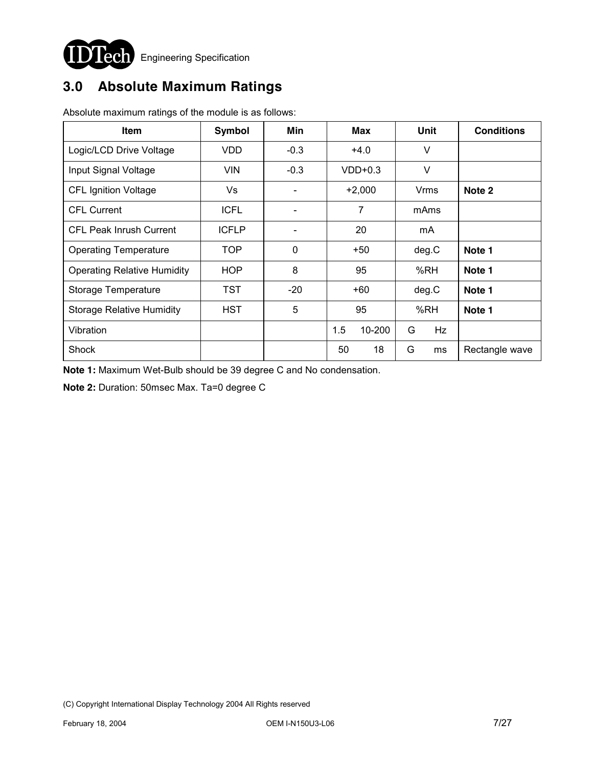## 3.0 Absolute Maximum Ratings

Absolute maximum ratings of the module is as follows:

| Item | Symbol | Min | Max | Unit | Conditions |
|---|---|---|---|---|---|
| Logic/LCD Drive Voltage | VDD | -0.3 | +4.0 | V | |
| Input Signal Voltage | VIN | -0.3 | VDD+0.3 | V | |
| CFL Ignition Voltage | Vs | - | +2,000 | Vrms | **Note 2** |
| CFL Current | ICFL | - | 7 | mAms | |
| CFL Peak Inrush Current | ICFLP | - | 20 | mA | |
| Operating Temperature | TOP | 0 | +50 | deg.C | **Note 1** |
| Operating Relative Humidity | HOP | 8 | 95 | %RH | **Note 1** |
| Storage Temperature | TST | -20 | +60 | deg.C | **Note 1** |
| Storage Relative Humidity | HST | 5 | 95 | %RH | **Note 1** |
| Vibration | | | 1.5 10-200 | G Hz | |
| Shock | | | 50 18 | G ms | Rectangle wave |

**Note 1:** Maximum Wet-Bulb should be 39 degree C and No condensation.

**Note 2:** Duration: 50msec Max. Ta=0 degree C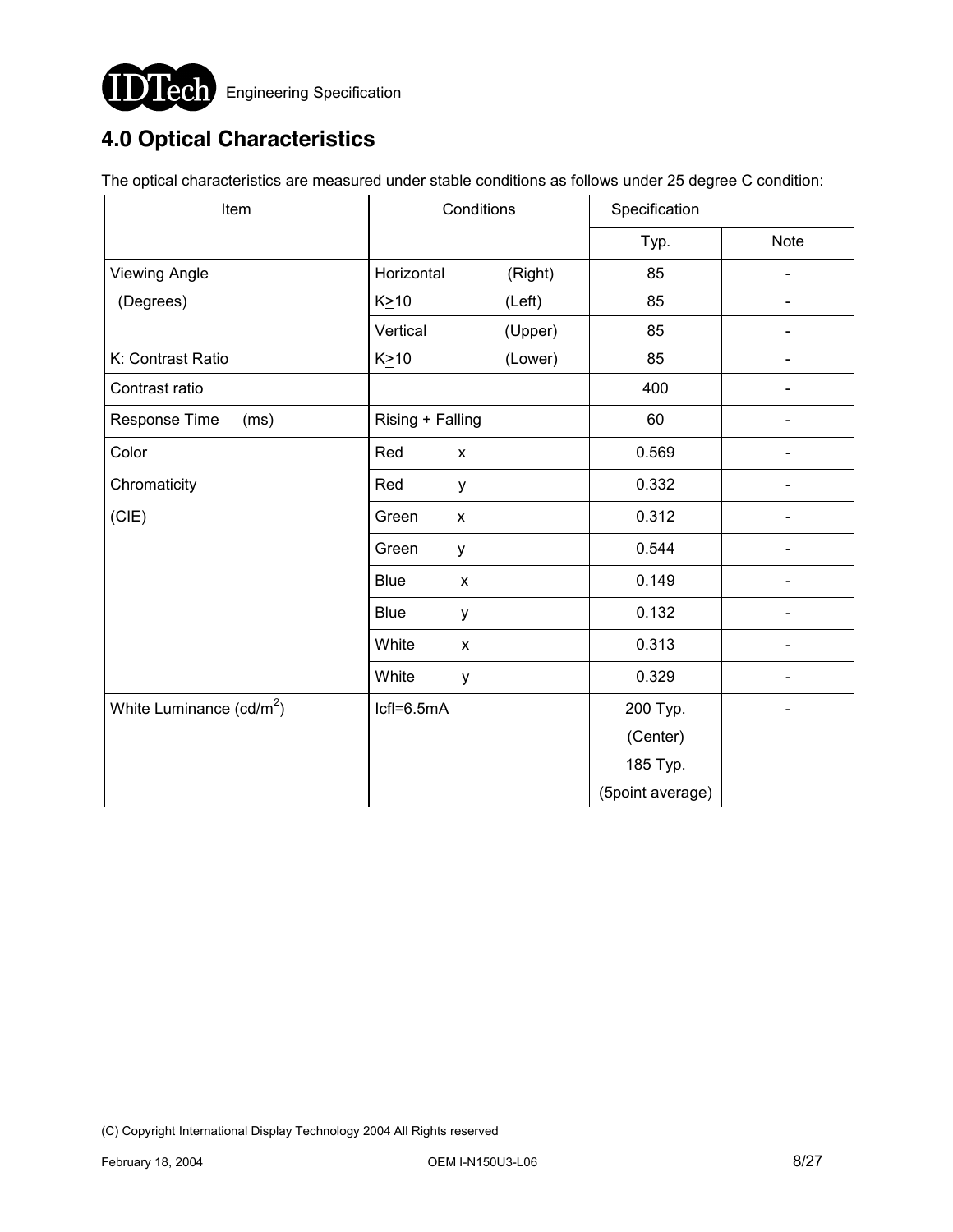# 4.0 Optical Characteristics

The optical characteristics are measured under stable conditions as follows under 25 degree C condition:

| Item | Conditions | | Specification | |
|---|---|---|---|---|
| | | | Typ. | Note |
| Viewing Angle (Degrees) | Horizontal | (Right) | 85 | - |
| | K≥10 | (Left) | 85 | - |
| | Vertical | (Upper) | 85 | - |
| K: Contrast Ratio | K≥10 | (Lower) | 85 | - |
| Contrast ratio | | | 400 | - |
| Response Time (ms) | Rising + Falling | | 60 | - |
| Color Chromaticity (CIE) | Red | x | 0.569 | - |
| | Red | y | 0.332 | - |
| | Green | x | 0.312 | - |
| | Green | y | 0.544 | - |
| | Blue | x | 0.149 | - |
| | Blue | y | 0.132 | - |
| | White | x | 0.313 | - |
| | White | y | 0.329 | - |
| White Luminance (cd/$m^2$) | Icfl=6.5mA | | 200 Typ. (Center) 185 Typ. (5point average) | - |

(C) Copyright International Display Technology 2004 All Rights reserved

February 18, 2004 OEM I-N150U3-L06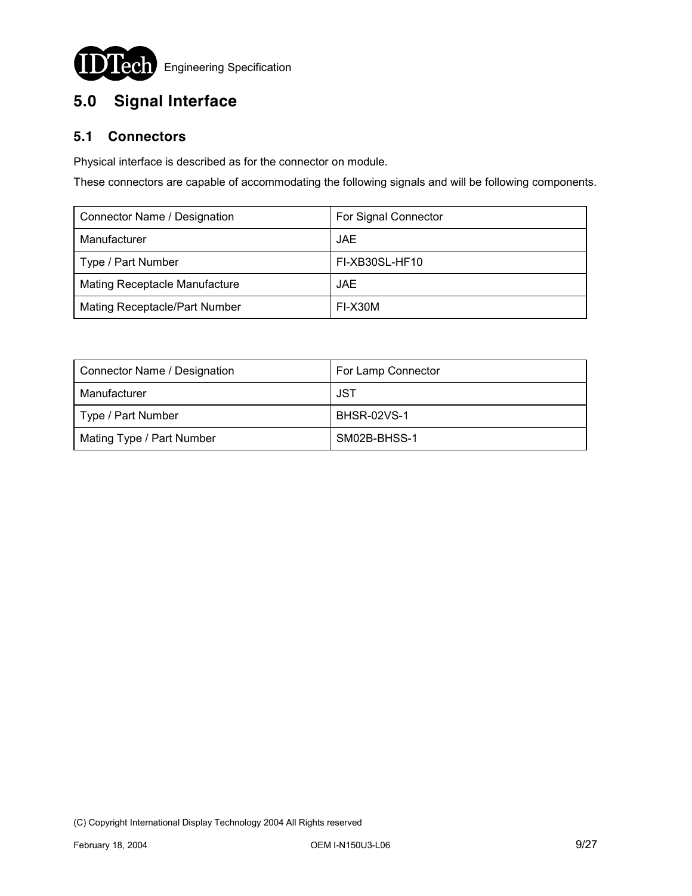# 5.0 Signal Interface

## 5.1 Connectors

Physical interface is described as for the connector on module.

These connectors are capable of accommodating the following signals and will be following components.

| Connector Name / Designation | For Signal Connector |
|---|---|
| Manufacturer | JAE |
| Type / Part Number | FI-XB30SL-HF10 |
| Mating Receptacle Manufacture | JAE |
| Mating Receptacle/Part Number | FI-X30M |

| Connector Name / Designation | For Lamp Connector |
|---|---|
| Manufacturer | JST |
| Type / Part Number | BHSR-02VS-1 |
| Mating Type / Part Number | SM02B-BHSS-1 |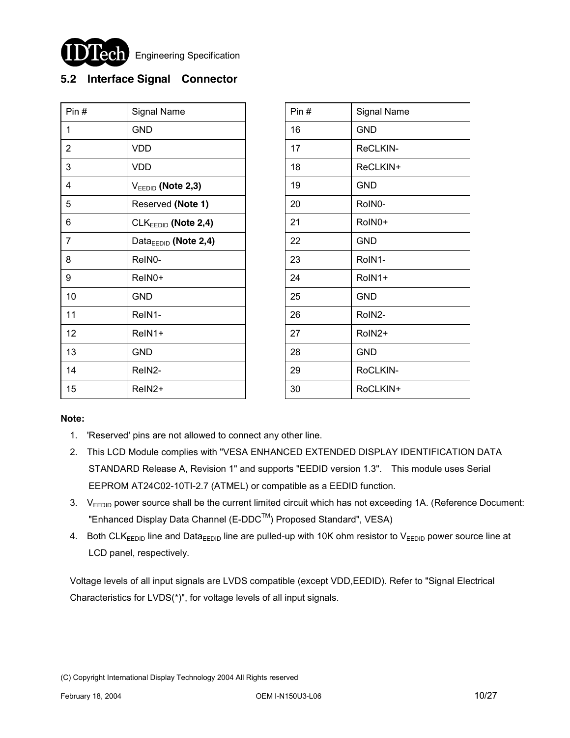## 5.2 Interface Signal Connector

| Pin # | Signal Name |
|---|---|
| 1 | GND |
| 2 | VDD |
| 3 | VDD |
| 4 | $V_{EEDID}$ **(Note 2,3)** |
| 5 | Reserved **(Note 1)** |
| 6 | $CLK_{EEDID}$ **(Note 2,4)** |
| 7 | $Data_{EEDID}$ **(Note 2,4)** |
| 8 | ReIN0- |
| 9 | ReIN0+ |
| 10 | GND |
| 11 | ReIN1- |
| 12 | ReIN1+ |
| 13 | GND |
| 14 | ReIN2- |
| 15 | ReIN2+ |

| Pin # | Signal Name |
|---|---|
| 16 | GND |
| 17 | ReCLKIN- |
| 18 | ReCLKIN+ |
| 19 | GND |
| 20 | RoIN0- |
| 21 | RoIN0+ |
| 22 | GND |
| 23 | RoIN1- |
| 24 | RoIN1+ |
| 25 | GND |
| 26 | RoIN2- |
| 27 | RoIN2+ |
| 28 | GND |
| 29 | RoCLKIN- |
| 30 | RoCLKIN+ |

**Note:**

1. 'Reserved' pins are not allowed to connect any other line.
2. This LCD Module complies with "VESA ENHANCED EXTENDED DISPLAY IDENTIFICATION DATA STANDARD Release A, Revision 1" and supports "EEDID version 1.3". This module uses Serial EEPROM AT24C02-10TI-2.7 (ATMEL) or compatible as a EEDID function.
3. $V_{EEDID}$ power source shall be the current limited circuit which has not exceeding 1A. (Reference Document: "Enhanced Display Data Channel (E-DDC™) Proposed Standard", VESA)
4. Both $CLK_{EEDID}$ line and $Data_{EEDID}$ line are pulled-up with 10K ohm resistor to $V_{EEDID}$ power source line at LCD panel, respectively.

Voltage levels of all input signals are LVDS compatible (except VDD,EEDID). Refer to "Signal Electrical Characteristics for LVDS(*)", for voltage levels of all input signals.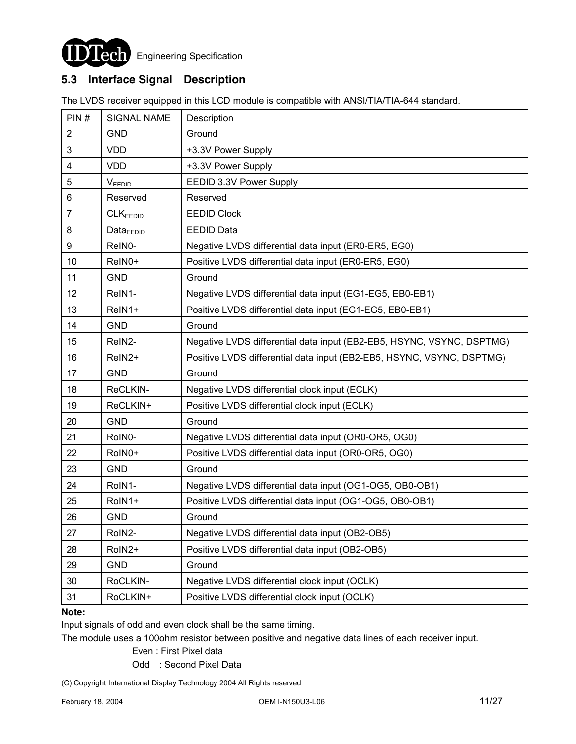## 5.3 Interface Signal Description

The LVDS receiver equipped in this LCD module is compatible with ANSI/TIA/TIA-644 standard.

| PIN # | SIGNAL NAME | Description |
|---|---|---|
| 2 | GND | Ground |
| 3 | VDD | +3.3V Power Supply |
| 4 | VDD | +3.3V Power Supply |
| 5 | $V_{EEDID}$ | EEDID 3.3V Power Supply |
| 6 | Reserved | Reserved |
| 7 | $CLK_{EEDID}$ | EEDID Clock |
| 8 | $Data_{EEDID}$ | EEDID Data |
| 9 | ReIN0- | Negative LVDS differential data input (ER0-ER5, EG0) |
| 10 | ReIN0+ | Positive LVDS differential data input (ER0-ER5, EG0) |
| 11 | GND | Ground |
| 12 | ReIN1- | Negative LVDS differential data input (EG1-EG5, EB0-EB1) |
| 13 | ReIN1+ | Positive LVDS differential data input (EG1-EG5, EB0-EB1) |
| 14 | GND | Ground |
| 15 | ReIN2- | Negative LVDS differential data input (EB2-EB5, HSYNC, VSYNC, DSPTMG) |
| 16 | ReIN2+ | Positive LVDS differential data input (EB2-EB5, HSYNC, VSYNC, DSPTMG) |
| 17 | GND | Ground |
| 18 | ReCLKIN- | Negative LVDS differential clock input (ECLK) |
| 19 | ReCLKIN+ | Positive LVDS differential clock input (ECLK) |
| 20 | GND | Ground |
| 21 | RoIN0- | Negative LVDS differential data input (OR0-OR5, OG0) |
| 22 | RoIN0+ | Positive LVDS differential data input (OR0-OR5, OG0) |
| 23 | GND | Ground |
| 24 | RoIN1- | Negative LVDS differential data input (OG1-OG5, OB0-OB1) |
| 25 | RoIN1+ | Positive LVDS differential data input (OG1-OG5, OB0-OB1) |
| 26 | GND | Ground |
| 27 | RoIN2- | Negative LVDS differential data input (OB2-OB5) |
| 28 | RoIN2+ | Positive LVDS differential data input (OB2-OB5) |
| 29 | GND | Ground |
| 30 | RoCLKIN- | Negative LVDS differential clock input (OCLK) |
| 31 | RoCLKIN+ | Positive LVDS differential clock input (OCLK) |

**Note:**

Input signals of odd and even clock shall be the same timing.

The module uses a 100ohm resistor between positive and negative data lines of each receiver input.

Even : First Pixel data

Odd : Second Pixel Data

(C) Copyright International Display Technology 2004 All Rights reserved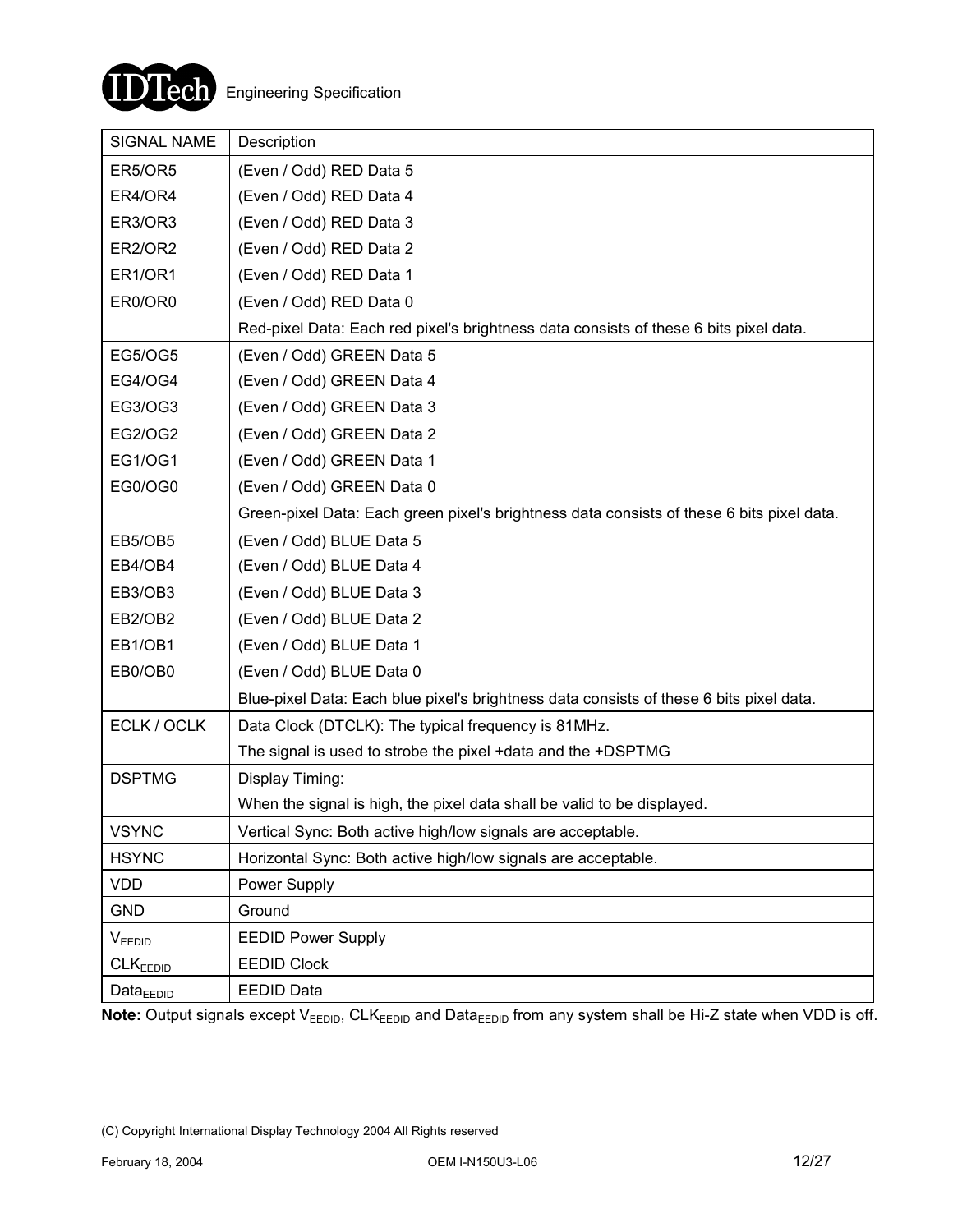| SIGNAL NAME | Description |
|---|---|
| ER5/OR5 | (Even / Odd) RED Data 5 |
| ER4/OR4 | (Even / Odd) RED Data 4 |
| ER3/OR3 | (Even / Odd) RED Data 3 |
| ER2/OR2 | (Even / Odd) RED Data 2 |
| ER1/OR1 | (Even / Odd) RED Data 1 |
| ER0/OR0 | (Even / Odd) RED Data 0 |
| | Red-pixel Data: Each red pixel's brightness data consists of these 6 bits pixel data. |
| EG5/OG5 | (Even / Odd) GREEN Data 5 |
| EG4/OG4 | (Even / Odd) GREEN Data 4 |
| EG3/OG3 | (Even / Odd) GREEN Data 3 |
| EG2/OG2 | (Even / Odd) GREEN Data 2 |
| EG1/OG1 | (Even / Odd) GREEN Data 1 |
| EG0/OG0 | (Even / Odd) GREEN Data 0 |
| | Green-pixel Data: Each green pixel's brightness data consists of these 6 bits pixel data. |
| EB5/OB5 | (Even / Odd) BLUE Data 5 |
| EB4/OB4 | (Even / Odd) BLUE Data 4 |
| EB3/OB3 | (Even / Odd) BLUE Data 3 |
| EB2/OB2 | (Even / Odd) BLUE Data 2 |
| EB1/OB1 | (Even / Odd) BLUE Data 1 |
| EB0/OB0 | (Even / Odd) BLUE Data 0 |
| | Blue-pixel Data: Each blue pixel's brightness data consists of these 6 bits pixel data. |
| ECLK / OCLK | Data Clock (DTCLK): The typical frequency is 81MHz.<br>The signal is used to strobe the pixel +data and the +DSPTMG |
| DSPTMG | Display Timing:<br>When the signal is high, the pixel data shall be valid to be displayed. |
| VSYNC | Vertical Sync: Both active high/low signals are acceptable. |
| HSYNC | Horizontal Sync: Both active high/low signals are acceptable. |
| VDD | Power Supply |
| GND | Ground |
| $V_{EEDID}$ | EEDID Power Supply |
| $CLK_{EEDID}$ | EEDID Clock |
| $Data_{EEDID}$ | EEDID Data |

**Note:** Output signals except $V_{EEDID}$, $CLK_{EEDID}$ and $Data_{EEDID}$ from any system shall be Hi-Z state when VDD is off.

(C) Copyright International Display Technology 2004 All Rights reserved

February 18, 2004 OEM I-N150U3-L06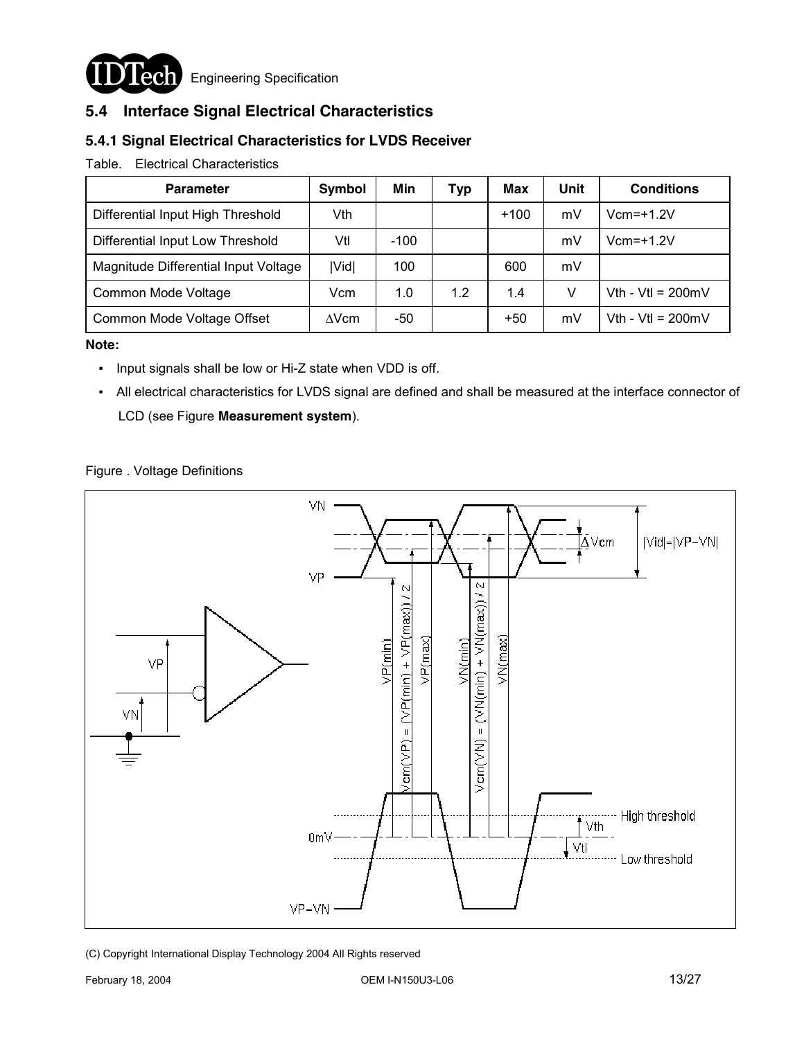## 5.4 Interface Signal Electrical Characteristics

### 5.4.1 Signal Electrical Characteristics for LVDS Receiver

Table. Electrical Characteristics

| Parameter | Symbol | Min | Typ | Max | Unit | Conditions |
|---|---|---|---|---|---|---|
| Differential Input High Threshold | Vth | | | +100 | mV | Vcm=+1.2V |
| Differential Input Low Threshold | Vtl | -100 | | | mV | Vcm=+1.2V |
| Magnitude Differential Input Voltage | \|Vid\| | 100 | | 600 | mV | |
| Common Mode Voltage | Vcm | 1.0 | 1.2 | 1.4 | V | Vth - Vtl = 200mV |
| Common Mode Voltage Offset | ΔVcm | -50 | | +50 | mV | Vth - Vtl = 200mV |

**Note:**

- Input signals shall be low or Hi-Z state when VDD is off.
- All electrical characteristics for LVDS signal are defined and shall be measured at the interface connector of LCD (see Figure **Measurement system**).

Figure . Voltage Definitions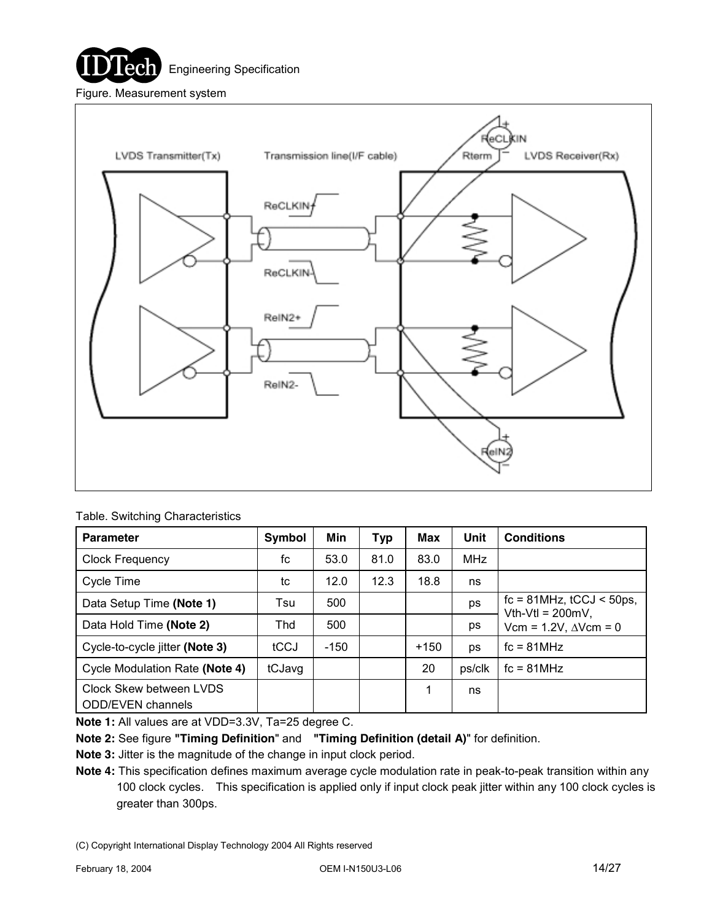Figure. Measurement system

Table. Switching Characteristics

| Parameter | Symbol | Min | Typ | Max | Unit | Conditions |
|---|---|---|---|---|---|---|
| Clock Frequency | fc | 53.0 | 81.0 | 83.0 | MHz | |
| Cycle Time | tc | 12.0 | 12.3 | 18.8 | ns | |
| Data Setup Time **(Note 1)** | Tsu | 500 | | | ps | fc = 81MHz, tCCJ < 50ps, Vth-Vtl = 200mV, Vcm = 1.2V, ∆Vcm = 0 |
| Data Hold Time **(Note 2)** | Thd | 500 | | | ps | |
| Cycle-to-cycle jitter **(Note 3)** | tCCJ | -150 | | +150 | ps | fc = 81MHz |
| Cycle Modulation Rate **(Note 4)** | tCJavg | | | 20 | ps/clk | fc = 81MHz |
| Clock Skew between LVDS ODD/EVEN channels | | | | 1 | ns | |

**Note 1:** All values are at VDD=3.3V, Ta=25 degree C.

**Note 2:** See figure **"Timing Definition"** and **"Timing Definition (detail A)"** for definition.

**Note 3:** Jitter is the magnitude of the change in input clock period.

**Note 4:** This specification defines maximum average cycle modulation rate in peak-to-peak transition within any 100 clock cycles. This specification is applied only if input clock peak jitter within any 100 clock cycles is greater than 300ps.

(C) Copyright International Display Technology 2004 All Rights reserved

February 18, 2004 OEM I-N150U3-L06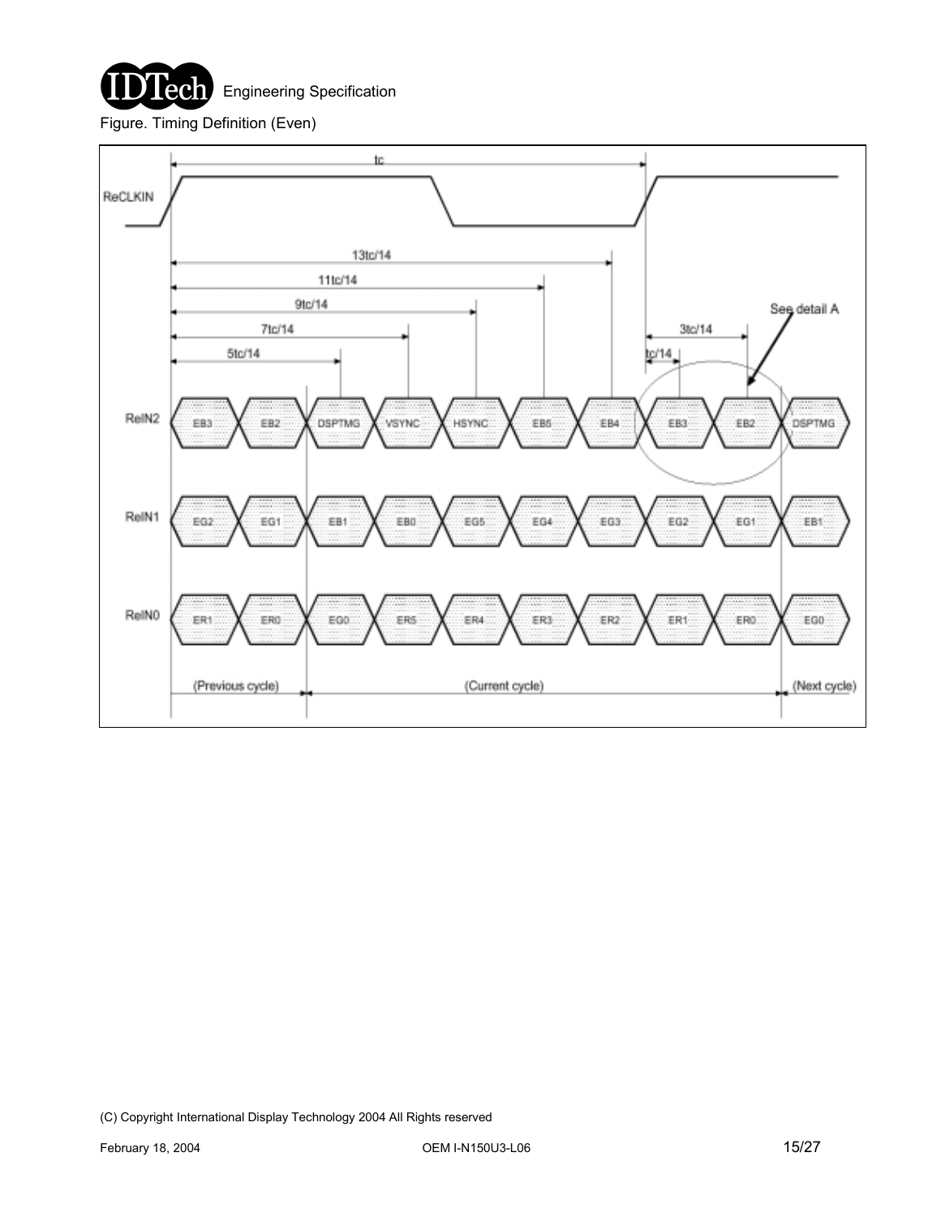Figure. Timing Definition (Even)

(C) Copyright International Display Technology 2004 All Rights reserved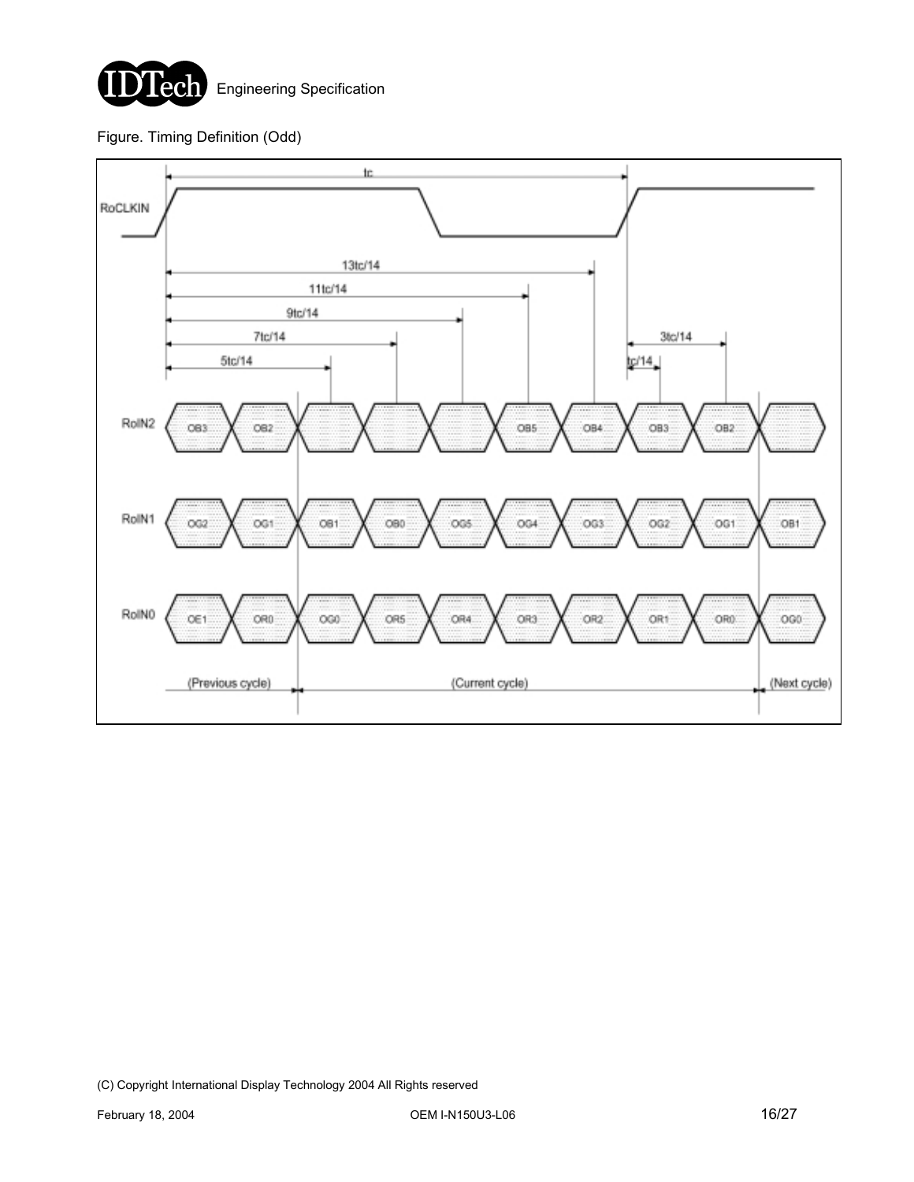Figure. Timing Definition (Odd)

RoCLKIN

tc

13tc/14

11tc/14

9tc/14

7tc/14

5tc/14

3tc/14

tc/14

| | | | | | | | | | | |
|---|---|---|---|---|---|---|---|---|---|---|
| RoIN2 | OB3 | OB2 | | | | OB5 | OB4 | OB3 | OB2 | |
| RoIN1 | OG2 | OG1 | OB1 | OB0 | OG5 | OG4 | OG3 | OG2 | OG1 | OB1 |
| RoIN0 | OE1 | OR0 | OG0 | OR5 | OR4 | OR3 | OR2 | OR1 | OR0 | OG0 |

(Previous cycle) (Current cycle) (Next cycle)

(C) Copyright International Display Technology 2004 All Rights reserved

February 18, 2004 OEM I-N150U3-L06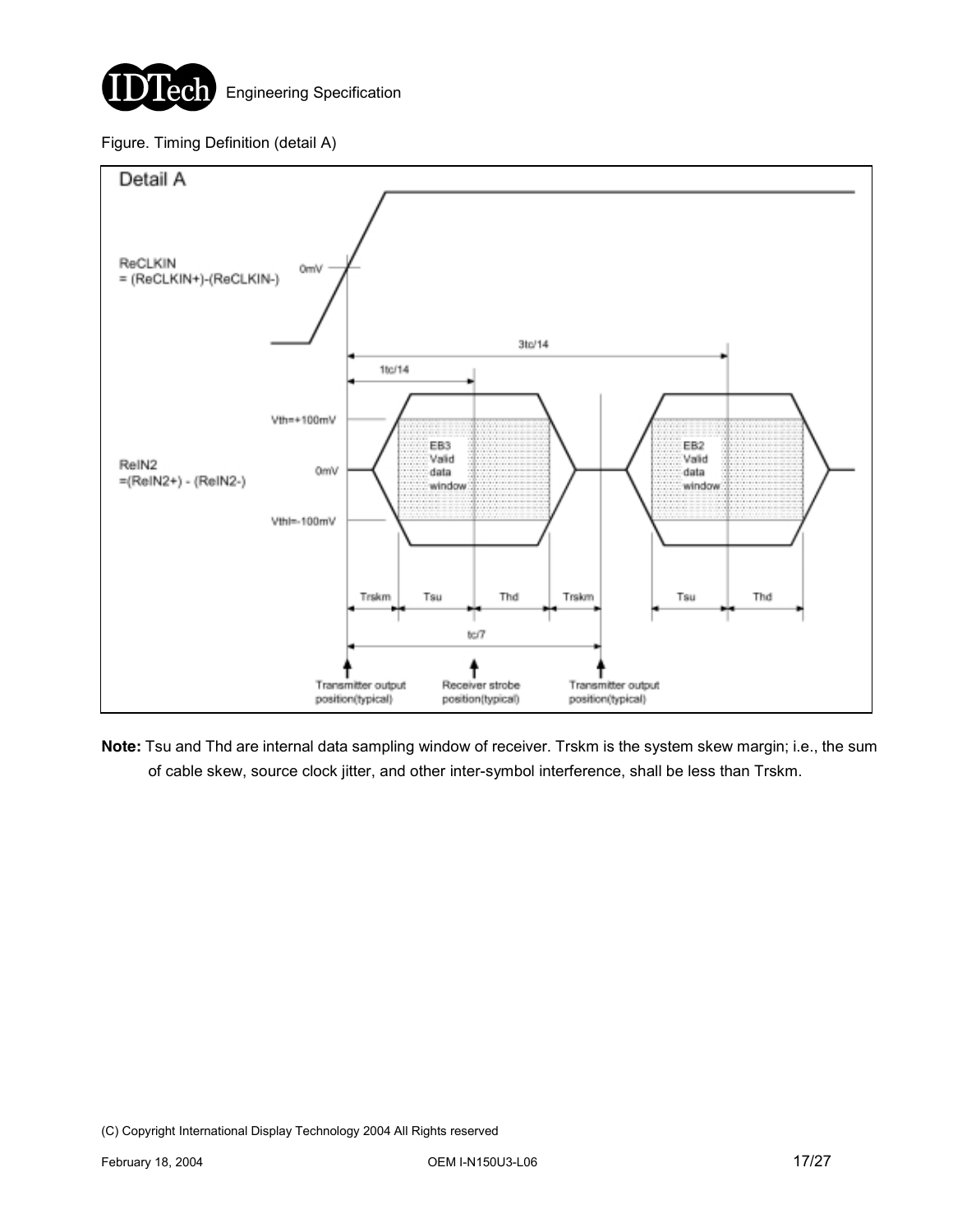Figure. Timing Definition (detail A)

Detail A

ReCLKIN
= (ReCLKIN+)-(ReCLKIN-)

0mV

3tc/14

1tc/14

Vth=+100mV

ReIN2
=(ReIN2+) - (ReIN2-)

0mV

Vthl=-100mV

EB3
Valid
data
window

EB2
Valid
data
window

Trskm | Tsu | Thd | Trskm | Tsu | Thd

tc/7

Transmitter output position(typical)

Receiver strobe position(typical)

Transmitter output position(typical)

**Note:** Tsu and Thd are internal data sampling window of receiver. Trskm is the system skew margin; i.e., the sum of cable skew, source clock jitter, and other inter-symbol interference, shall be less than Trskm.

(C) Copyright International Display Technology 2004 All Rights reserved

February 18, 2004 OEM I-N150U3-L06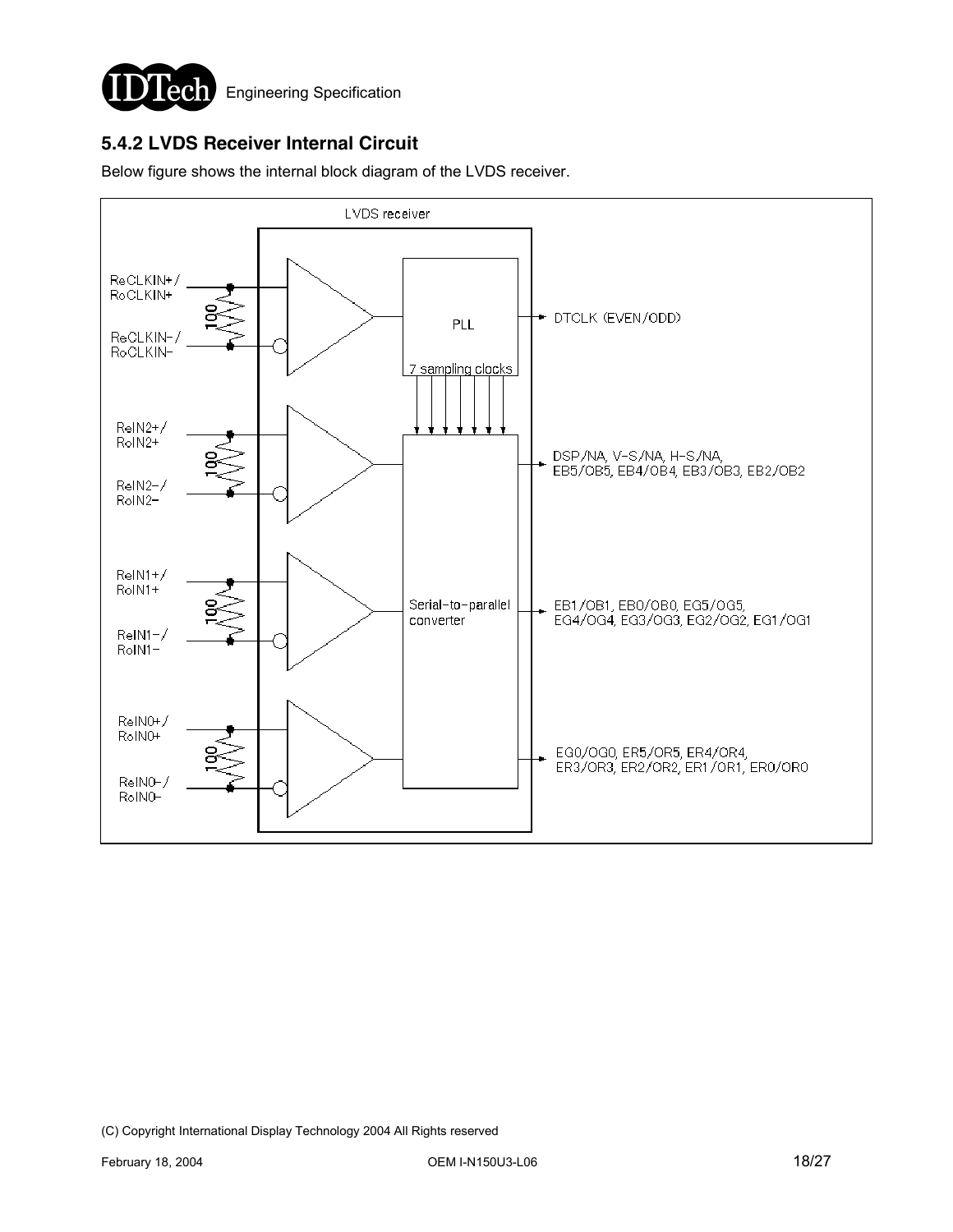### 5.4.2 LVDS Receiver Internal Circuit

Below figure shows the internal block diagram of the LVDS receiver.

LVDS receiver

ReCLKIN+/ RoCLKIN+
ReCLKIN-/ RoCLKIN-
100

PLL

7 sampling clocks

DTCLK (EVEN/ODD)

ReIN2+/ RoIN2+
ReIN2-/ RoIN2-
100

DSP/NA, V-S/NA, H-S/NA, EB5/OB5, EB4/OB4, EB3/OB3, EB2/OB2

ReIN1+/ RoIN1+
ReIN1-/ RoIN1-
100

Serial-to-parallel converter

EB1/OB1, EB0/OB0, EG5/OG5, EG4/OG4, EG3/OG3, EG2/OG2, EG1/OG1

ReIN0+/ RoIN0+
ReIN0-/ RoIN0-
100

EG0/OG0, ER5/OR5, ER4/OR4, ER3/OR3, ER2/OR2, ER1/OR1, ER0/OR0

(C) Copyright International Display Technology 2004 All Rights reserved

February 18, 2004 OEM I-N150U3-L06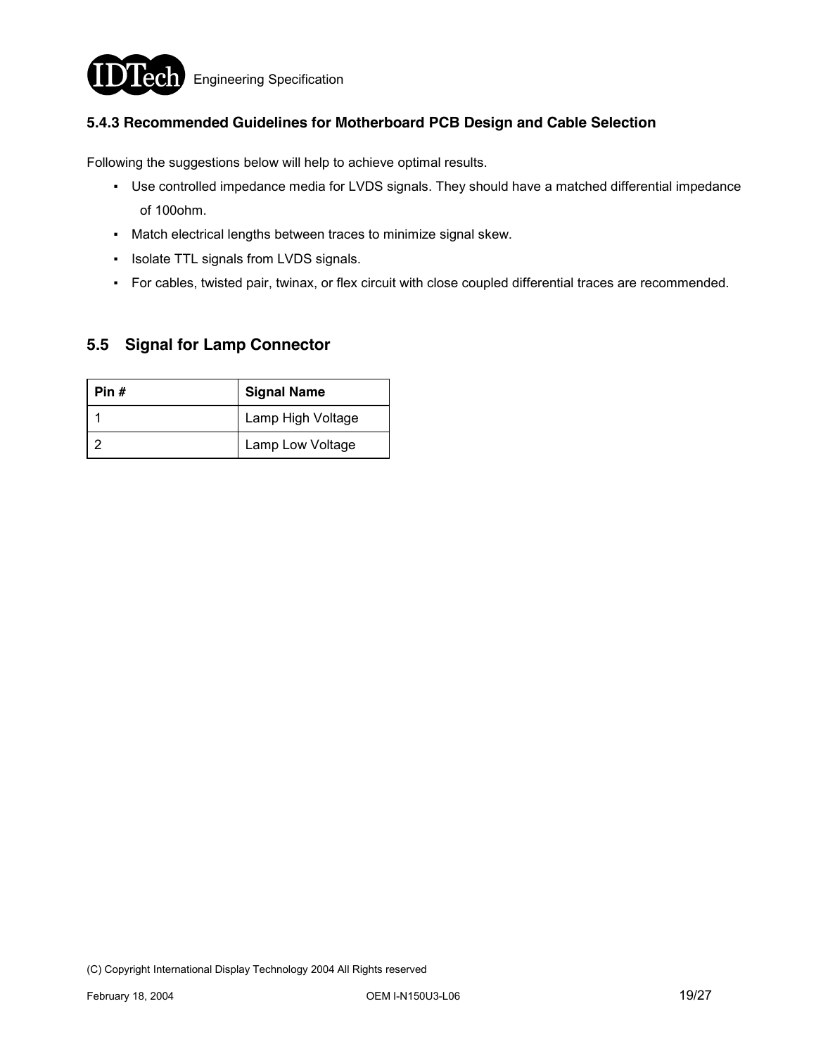### 5.4.3 Recommended Guidelines for Motherboard PCB Design and Cable Selection

Following the suggestions below will help to achieve optimal results.

- Use controlled impedance media for LVDS signals. They should have a matched differential impedance of 100ohm.
- Match electrical lengths between traces to minimize signal skew.
- Isolate TTL signals from LVDS signals.
- For cables, twisted pair, twinax, or flex circuit with close coupled differential traces are recommended.

## 5.5 Signal for Lamp Connector

| Pin # | Signal Name |
|---|---|
| 1 | Lamp High Voltage |
| 2 | Lamp Low Voltage |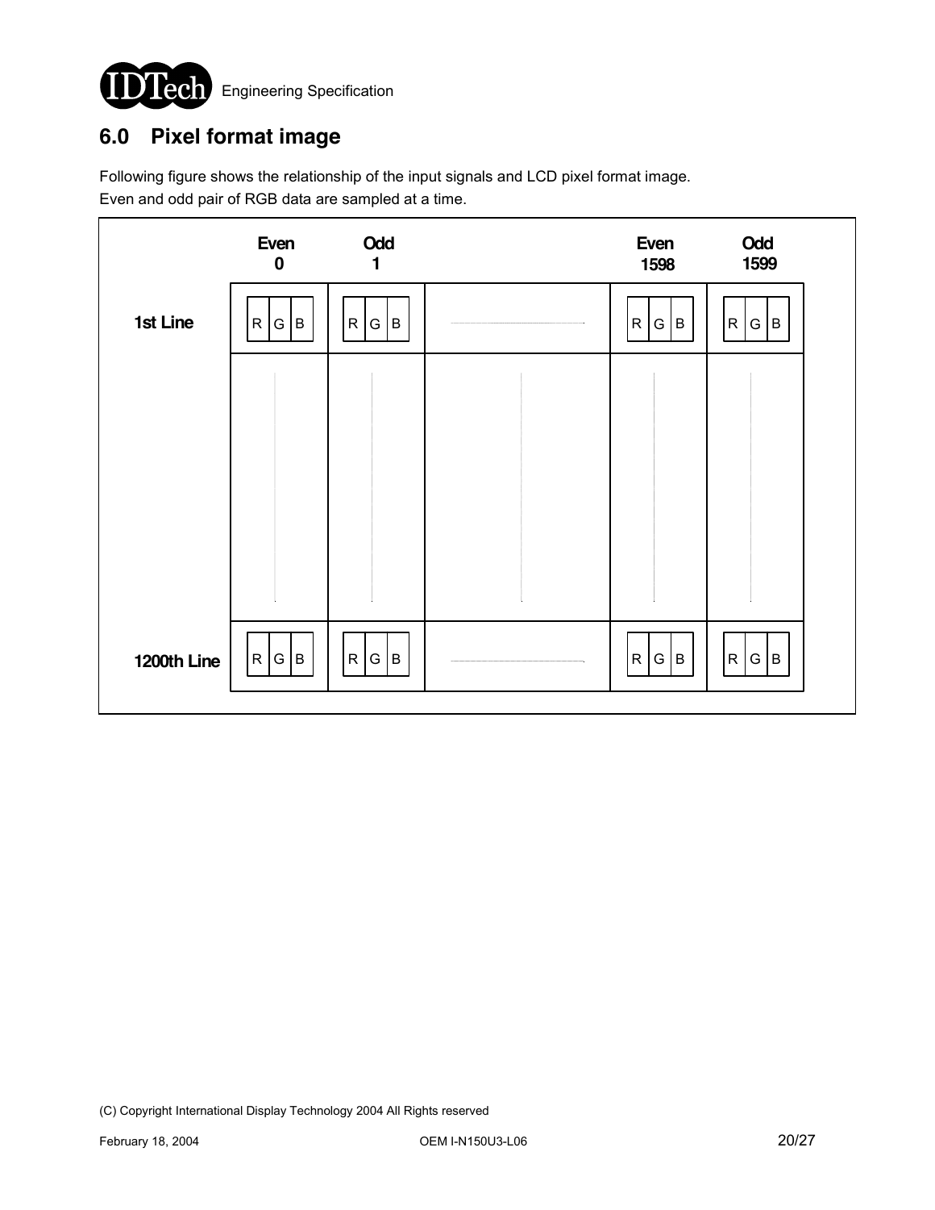## 6.0 Pixel format image

Following figure shows the relationship of the input signals and LCD pixel format image.
Even and odd pair of RGB data are sampled at a time.

| | Even 0 | Odd 1 | | Even 1598 | Odd 1599 |
|---|---|---|---|---|---|
| 1st Line | R G B | R G B | ........ | R G B | R G B |
| | ⋮ | ⋮ | ⋮ | ⋮ | ⋮ |
| 1200th Line | R G B | R G B | ........ | R G B | R G B |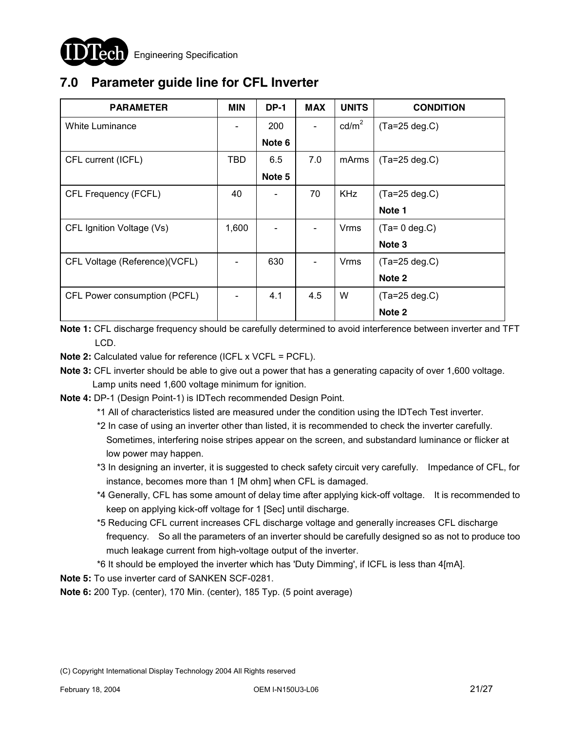## 7.0 Parameter guide line for CFL Inverter

| PARAMETER | MIN | DP-1 | MAX | UNITS | CONDITION |
|---|---|---|---|---|---|
| White Luminance | - | 200<br>**Note 6** | - | $cd/m^2$ | (Ta=25 deg.C) |
| CFL current (ICFL) | TBD | 6.5<br>**Note 5** | 7.0 | mArms | (Ta=25 deg.C) |
| CFL Frequency (FCFL) | 40 | - | 70 | KHz | (Ta=25 deg.C)<br>**Note 1** |
| CFL Ignition Voltage (Vs) | 1,600 | - | - | Vrms | (Ta= 0 deg.C)<br>**Note 3** |
| CFL Voltage (Reference)(VCFL) | - | 630 | - | Vrms | (Ta=25 deg.C)<br>**Note 2** |
| CFL Power consumption (PCFL) | - | 4.1 | 4.5 | W | (Ta=25 deg.C)<br>**Note 2** |

**Note 1:** CFL discharge frequency should be carefully determined to avoid interference between inverter and TFT LCD.

**Note 2:** Calculated value for reference (ICFL x VCFL = PCFL).

**Note 3:** CFL inverter should be able to give out a power that has a generating capacity of over 1,600 voltage. Lamp units need 1,600 voltage minimum for ignition.

**Note 4:** DP-1 (Design Point-1) is IDTech recommended Design Point.

*1 All of characteristics listed are measured under the condition using the IDTech Test inverter.

*2 In case of using an inverter other than listed, it is recommended to check the inverter carefully. Sometimes, interfering noise stripes appear on the screen, and substandard luminance or flicker at low power may happen.

*3 In designing an inverter, it is suggested to check safety circuit very carefully. Impedance of CFL, for instance, becomes more than 1 [M ohm] when CFL is damaged.

*4 Generally, CFL has some amount of delay time after applying kick-off voltage. It is recommended to keep on applying kick-off voltage for 1 [Sec] until discharge.

*5 Reducing CFL current increases CFL discharge voltage and generally increases CFL discharge frequency. So all the parameters of an inverter should be carefully designed so as not to produce too much leakage current from high-voltage output of the inverter.

*6 It should be employed the inverter which has 'Duty Dimming', if ICFL is less than 4[mA].

**Note 5:** To use inverter card of SANKEN SCF-0281.

**Note 6:** 200 Typ. (center), 170 Min. (center), 185 Typ. (5 point average)

(C) Copyright International Display Technology 2004 All Rights reserved

February 18, 2004 OEM I-N150U3-L06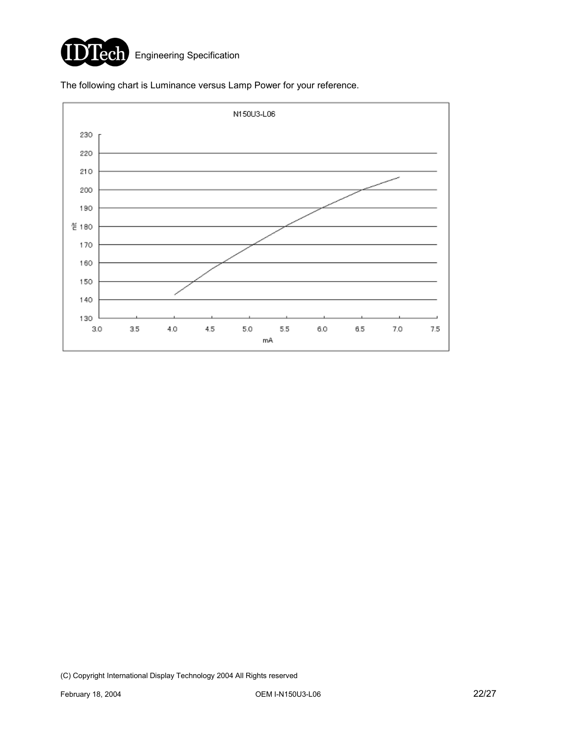The following chart is Luminance versus Lamp Power for your reference.

N150U3-L06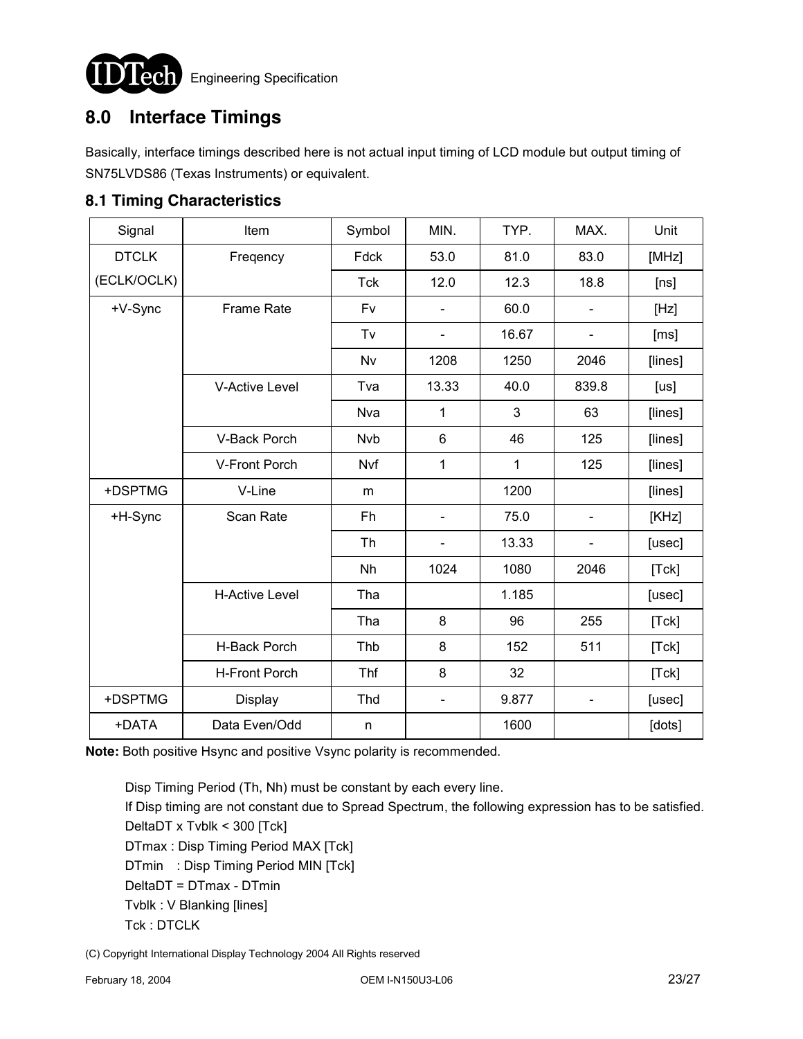## 8.0 Interface Timings

Basically, interface timings described here is not actual input timing of LCD module but output timing of SN75LVDS86 (Texas Instruments) or equivalent.

### 8.1 Timing Characteristics

| Signal | Item | Symbol | MIN. | TYP. | MAX. | Unit |
|---|---|---|---|---|---|---|
| DTCLK (ECLK/OCLK) | Freqency | Fdck | 53.0 | 81.0 | 83.0 | [MHz] |
| | | Tck | 12.0 | 12.3 | 18.8 | [ns] |
| +V-Sync | Frame Rate | Fv | - | 60.0 | - | [Hz] |
| | | Tv | - | 16.67 | - | [ms] |
| | | Nv | 1208 | 1250 | 2046 | [lines] |
| | V-Active Level | Tva | 13.33 | 40.0 | 839.8 | [us] |
| | | Nva | 1 | 3 | 63 | [lines] |
| | V-Back Porch | Nvb | 6 | 46 | 125 | [lines] |
| | V-Front Porch | Nvf | 1 | 1 | 125 | [lines] |
| +DSPTMG | V-Line | m | | 1200 | | [lines] |
| +H-Sync | Scan Rate | Fh | - | 75.0 | - | [KHz] |
| | | Th | - | 13.33 | - | [usec] |
| | | Nh | 1024 | 1080 | 2046 | [Tck] |
| | H-Active Level | Tha | | 1.185 | | [usec] |
| | | Tha | 8 | 96 | 255 | [Tck] |
| | H-Back Porch | Thb | 8 | 152 | 511 | [Tck] |
| | H-Front Porch | Thf | 8 | 32 | | [Tck] |
| +DSPTMG | Display | Thd | - | 9.877 | - | [usec] |
| +DATA | Data Even/Odd | n | | 1600 | | [dots] |

**Note:** Both positive Hsync and positive Vsync polarity is recommended.

Disp Timing Period (Th, Nh) must be constant by each every line.
If Disp timing are not constant due to Spread Spectrum, the following expression has to be satisfied.
DeltaDT x Tvblk < 300 [Tck]
DTmax : Disp Timing Period MAX [Tck]
DTmin : Disp Timing Period MIN [Tck]
DeltaDT = DTmax - DTmin
Tvblk : V Blanking [lines]
Tck : DTCLK

(C) Copyright International Display Technology 2004 All Rights reserved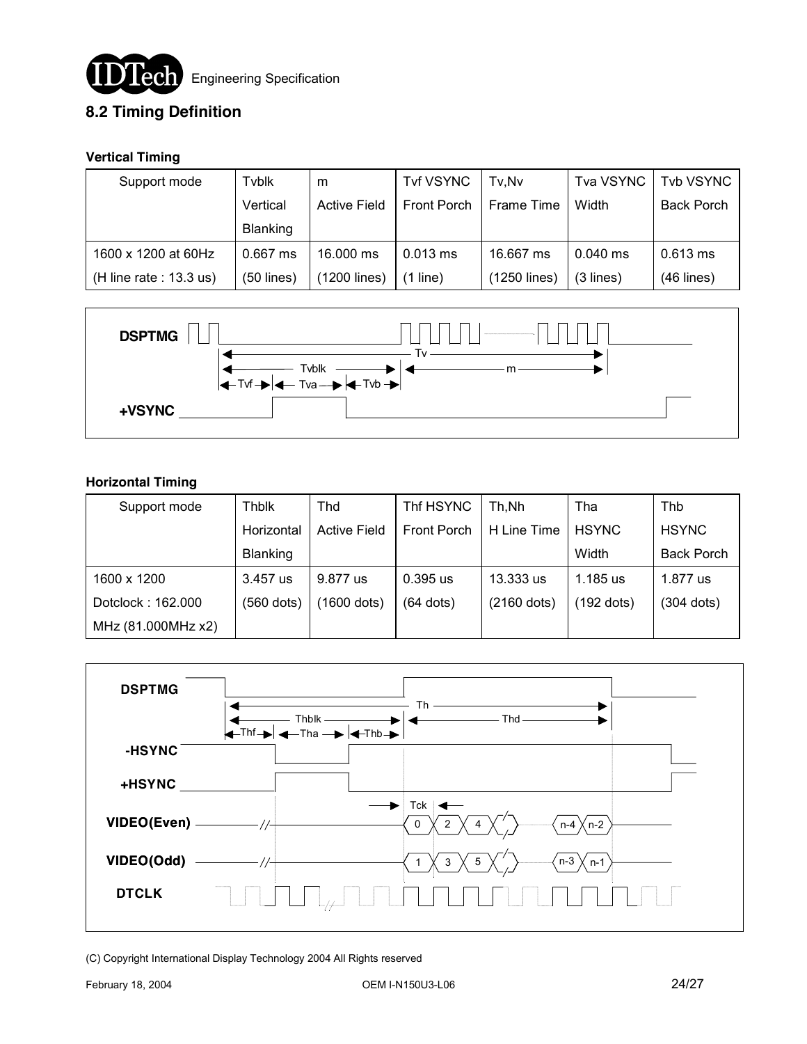## 8.2 Timing Definition

### Vertical Timing

| Support mode | Tvblk Vertical Blanking | m Active Field | Tvf VSYNC Front Porch | Tv,Nv Frame Time | Tva VSYNC Width | Tvb VSYNC Back Porch |
|---|---|---|---|---|---|---|
| 1600 x 1200 at 60Hz (H line rate : 13.3 us) | 0.667 ms (50 lines) | 16.000 ms (1200 lines) | 0.013 ms (1 line) | 16.667 ms (1250 lines) | 0.040 ms (3 lines) | 0.613 ms (46 lines) |

### Horizontal Timing

| Support mode | Thblk Horizontal Blanking | Thd Active Field | Thf HSYNC Front Porch | Th,Nh H Line Time | Tha HSYNC Width | Thb HSYNC Back Porch |
|---|---|---|---|---|---|---|
| 1600 x 1200 Dotclock : 162.000 MHz (81.000MHz x2) | 3.457 us (560 dots) | 9.877 us (1600 dots) | 0.395 us (64 dots) | 13.333 us (2160 dots) | 1.185 us (192 dots) | 1.877 us (304 dots) |

(C) Copyright International Display Technology 2004 All Rights reserved

February 18, 2004 OEM I-N150U3-L06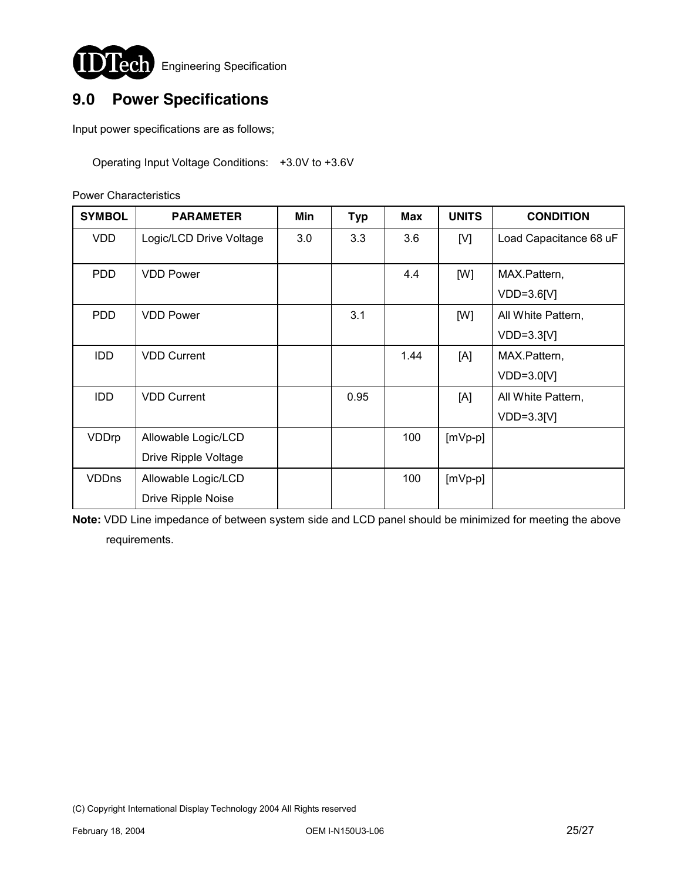## 9.0 Power Specifications

Input power specifications are as follows;

Operating Input Voltage Conditions: +3.0V to +3.6V

Power Characteristics

| SYMBOL | PARAMETER | Min | Typ | Max | UNITS | CONDITION |
|---|---|---|---|---|---|---|
| VDD | Logic/LCD Drive Voltage | 3.0 | 3.3 | 3.6 | [V] | Load Capacitance 68 uF |
| PDD | VDD Power | | | 4.4 | [W] | MAX.Pattern, VDD=3.6[V] |
| PDD | VDD Power | | 3.1 | | [W] | All White Pattern, VDD=3.3[V] |
| IDD | VDD Current | | | 1.44 | [A] | MAX.Pattern, VDD=3.0[V] |
| IDD | VDD Current | | 0.95 | | [A] | All White Pattern, VDD=3.3[V] |
| VDDrp | Allowable Logic/LCD Drive Ripple Voltage | | | 100 | [mVp-p] | |
| VDDns | Allowable Logic/LCD Drive Ripple Noise | | | 100 | [mVp-p] | |

**Note:** VDD Line impedance of between system side and LCD panel should be minimized for meeting the above requirements.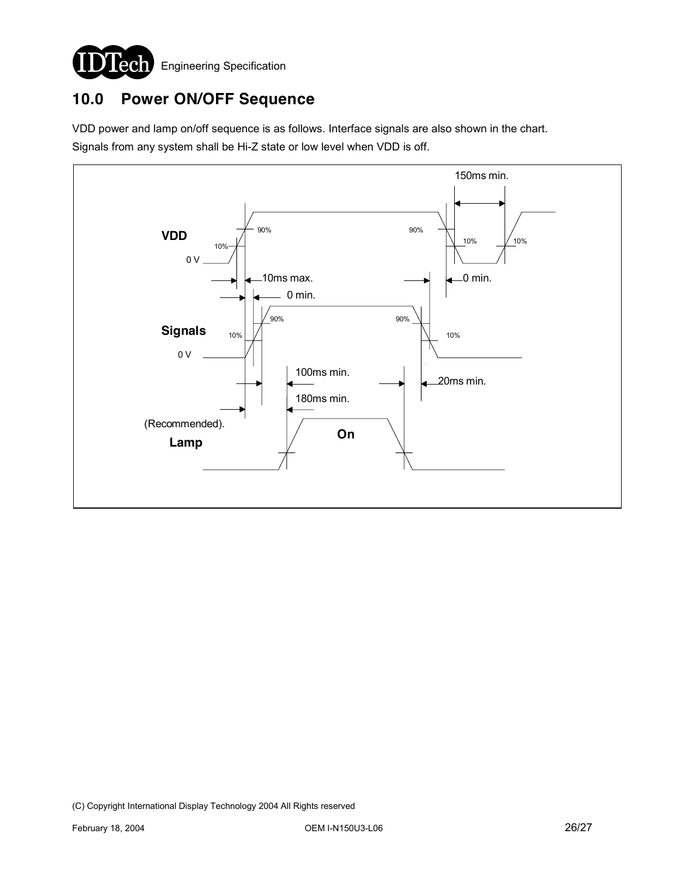## 10.0 Power ON/OFF Sequence

VDD power and lamp on/off sequence is as follows. Interface signals are also shown in the chart.

Signals from any system shall be Hi-Z state or low level when VDD is off.

150ms min.

VDD

90%

90%

10%

10%

10%

0 V

10ms max.

0 min.

0 min.

Signals

90%

90%

10%

10%

0 V

100ms min.

20ms min.

180ms min.

(Recommended).

Lamp

On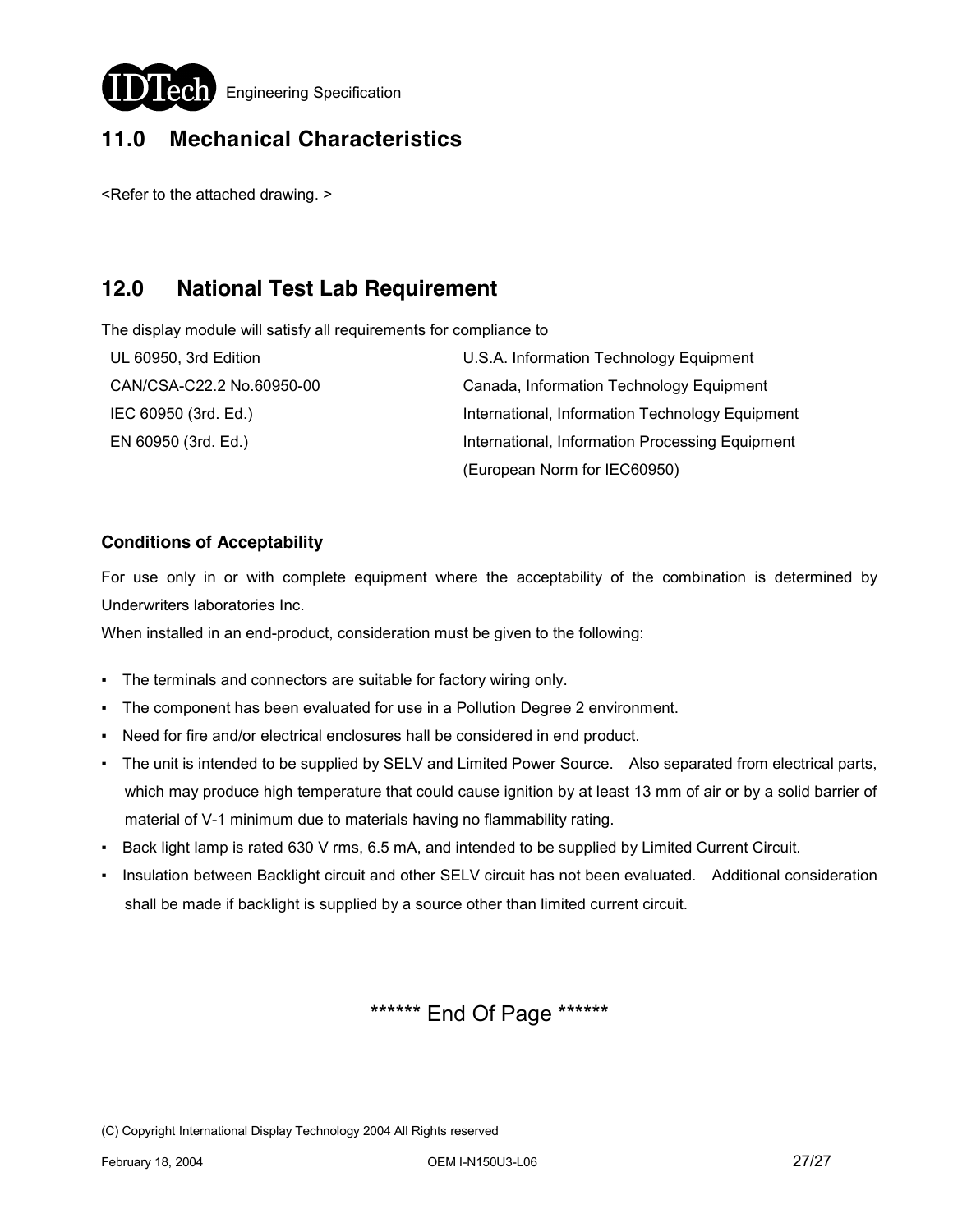## 11.0 Mechanical Characteristics

<Refer to the attached drawing. >

## 12.0 National Test Lab Requirement

The display module will satisfy all requirements for compliance to

| | |
|---|---|
| UL 60950, 3rd Edition | U.S.A. Information Technology Equipment |
| CAN/CSA-C22.2 No.60950-00 | Canada, Information Technology Equipment |
| IEC 60950 (3rd. Ed.) | International, Information Technology Equipment |
| EN 60950 (3rd. Ed.) | International, Information Processing Equipment (European Norm for IEC60950) |

### Conditions of Acceptability

For use only in or with complete equipment where the acceptability of the combination is determined by Underwriters laboratories Inc.

When installed in an end-product, consideration must be given to the following:

- The terminals and connectors are suitable for factory wiring only.
- The component has been evaluated for use in a Pollution Degree 2 environment.
- Need for fire and/or electrical enclosures hall be considered in end product.
- The unit is intended to be supplied by SELV and Limited Power Source. Also separated from electrical parts, which may produce high temperature that could cause ignition by at least 13 mm of air or by a solid barrier of material of V-1 minimum due to materials having no flammability rating.
- Back light lamp is rated 630 V rms, 6.5 mA, and intended to be supplied by Limited Current Circuit.
- Insulation between Backlight circuit and other SELV circuit has not been evaluated. Additional consideration shall be made if backlight is supplied by a source other than limited current circuit.

****** End Of Page ******

(C) Copyright International Display Technology 2004 All Rights reserved